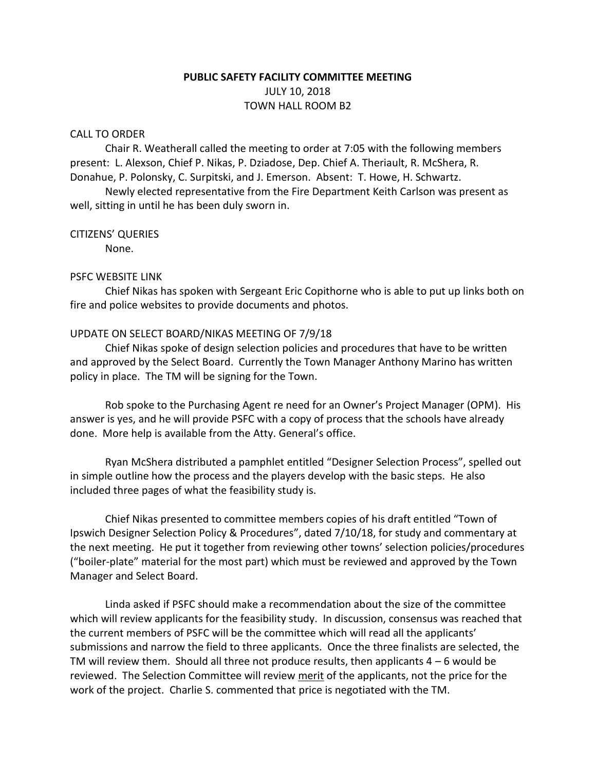# PUBLIC SAFETY FACILITY COMMITTEE MEETING

JULY 10, 2018

TOWN HALL ROOM B2

## CALL TO ORDER

Chair R. Weatherall called the meeting to order at 7:05 with the following members present: L. Alexson, Chief P. Nikas, P. Dziadose, Dep. Chief A. Theriault, R. McShera, R. Donahue, P. Polonsky, C. Surpitski, and J. Emerson. Absent: T. Howe, H. Schwartz.

Newly elected representative from the Fire Department Keith Carlson was present as well, sitting in until he has been duly sworn in.

## CITIZENS' QUERIES

None.

## PSFC WEBSITE LINK

Chief Nikas has spoken with Sergeant Eric Copithorne who is able to put up links both on fire and police websites to provide documents and photos.

## UPDATE ON SELECT BOARD/NIKAS MEETING OF 7/9/18

Chief Nikas spoke of design selection policies and procedures that have to be written and approved by the Select Board. Currently the Town Manager Anthony Marino has written policy in place. The TM will be signing for the Town.

Rob spoke to the Purchasing Agent re need for an Owner's Project Manager (OPM). His answer is yes, and he will provide PSFC with a copy of process that the schools have already done. More help is available from the Atty. General's office.

Ryan McShera distributed a pamphlet entitled "Designer Selection Process", spelled out in simple outline how the process and the players develop with the basic steps. He also included three pages of what the feasibility study is.

Chief Nikas presented to committee members copies of his draft entitled "Town of Ipswich Designer Selection Policy & Procedures", dated 7/10/18, for study and commentary at the next meeting. He put it together from reviewing other towns' selection policies/procedures ("boiler-plate" material for the most part) which must be reviewed and approved by the Town Manager and Select Board.

Linda asked if PSFC should make a recommendation about the size of the committee which will review applicants for the feasibility study. In discussion, consensus was reached that the current members of PSFC will be the committee which will read all the applicants' submissions and narrow the field to three applicants. Once the three finalists are selected, the TM will review them. Should all three not produce results, then applicants 4 – 6 would be reviewed. The Selection Committee will review merit of the applicants, not the price for the work of the project. Charlie S. commented that price is negotiated with the TM.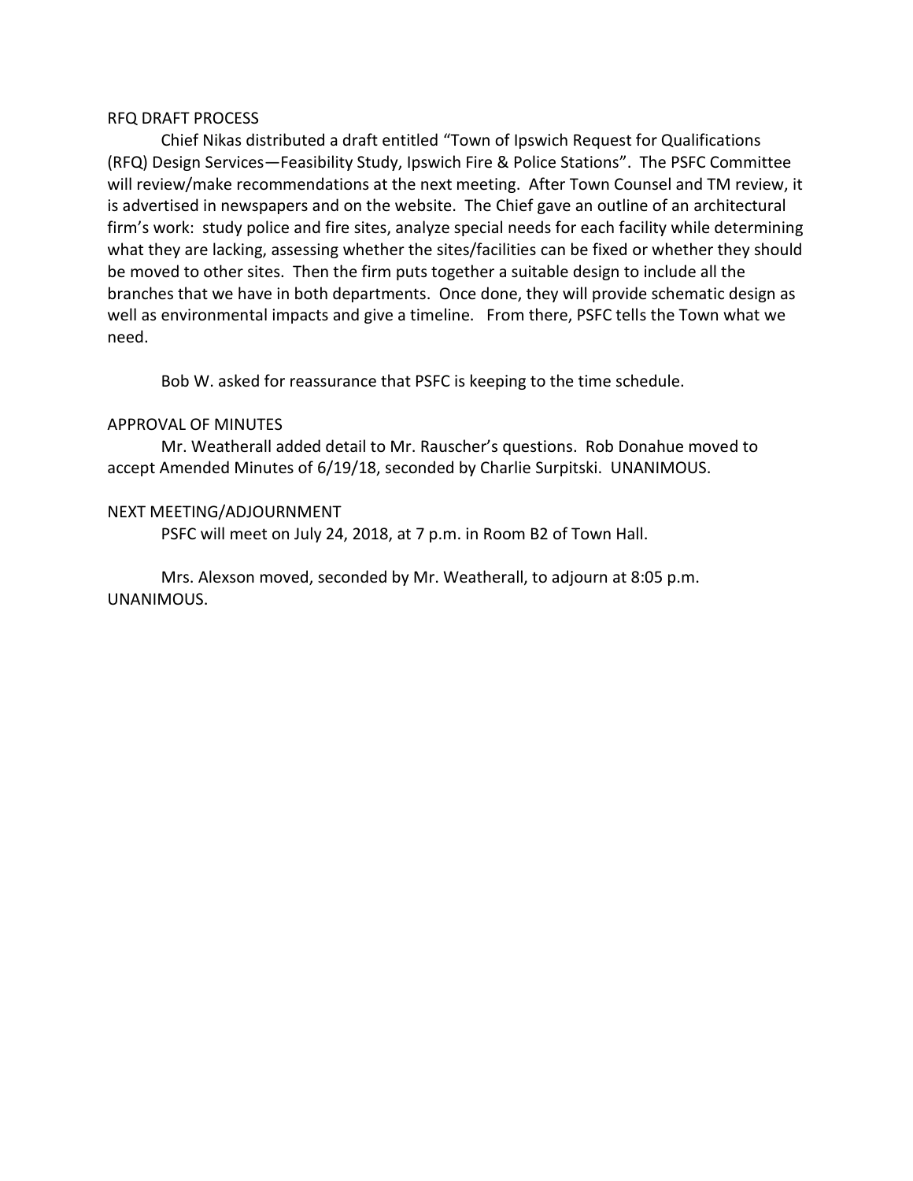## RFQ DRAFT PROCESS

Chief Nikas distributed a draft entitled "Town of Ipswich Request for Qualifications (RFQ) Design Services—Feasibility Study, Ipswich Fire & Police Stations". The PSFC Committee will review/make recommendations at the next meeting. After Town Counsel and TM review, it is advertised in newspapers and on the website. The Chief gave an outline of an architectural firm's work: study police and fire sites, analyze special needs for each facility while determining what they are lacking, assessing whether the sites/facilities can be fixed or whether they should be moved to other sites. Then the firm puts together a suitable design to include all the branches that we have in both departments. Once done, they will provide schematic design as well as environmental impacts and give a timeline. From there, PSFC tells the Town what we need.

Bob W. asked for reassurance that PSFC is keeping to the time schedule.

## APPROVAL OF MINUTES

Mr. Weatherall added detail to Mr. Rauscher's questions. Rob Donahue moved to accept Amended Minutes of 6/19/18, seconded by Charlie Surpitski. UNANIMOUS.

## NEXT MEETING/ADJOURNMENT

PSFC will meet on July 24, 2018, at 7 p.m. in Room B2 of Town Hall.

Mrs. Alexson moved, seconded by Mr. Weatherall, to adjourn at 8:05 p.m. UNANIMOUS.